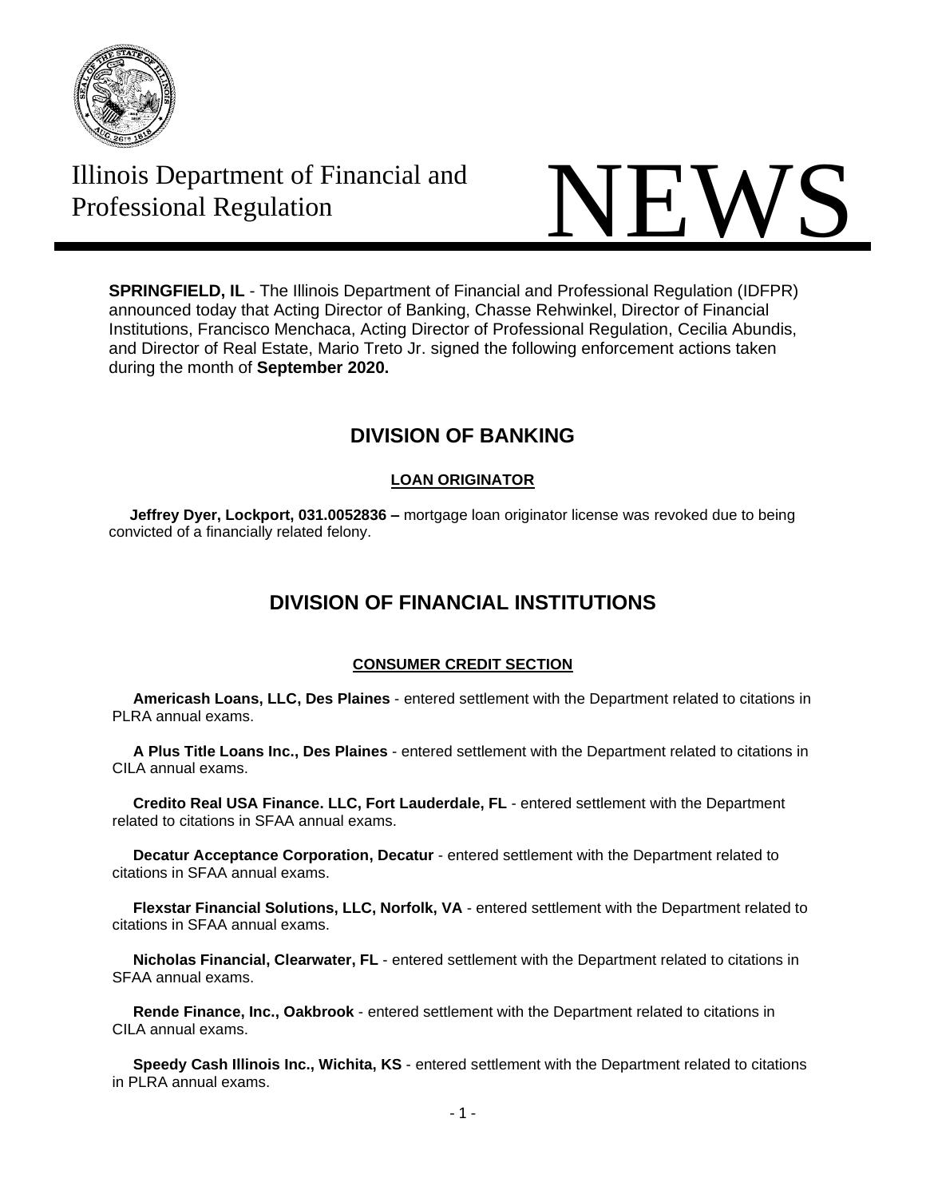Illinois Department of Financial and Professional Regulation

# NEWS

**SPRINGFIELD, IL** - The Illinois Department of Financial and Professional Regulation (IDFPR) announced today that Acting Director of Banking, Chasse Rehwinkel, Director of Financial Institutions, Francisco Menchaca, Acting Director of Professional Regulation, Cecilia Abundis, and Director of Real Estate, Mario Treto Jr. signed the following enforcement actions taken during the month of **September 2020.**

## DIVISION OF BANKING

### LOAN ORIGINATOR

**Jeffrey Dyer, Lockport, 031.0052836 –** mortgage loan originator license was revoked due to being convicted of a financially related felony.

## DIVISION OF FINANCIAL INSTITUTIONS

### CONSUMER CREDIT SECTION

**Americash Loans, LLC, Des Plaines** - entered settlement with the Department related to citations in PLRA annual exams.

**A Plus Title Loans Inc., Des Plaines** - entered settlement with the Department related to citations in CILA annual exams.

**Credito Real USA Finance. LLC, Fort Lauderdale, FL** - entered settlement with the Department related to citations in SFAA annual exams.

**Decatur Acceptance Corporation, Decatur** - entered settlement with the Department related to citations in SFAA annual exams.

**Flexstar Financial Solutions, LLC, Norfolk, VA** - entered settlement with the Department related to citations in SFAA annual exams.

**Nicholas Financial, Clearwater, FL** - entered settlement with the Department related to citations in SFAA annual exams.

**Rende Finance, Inc., Oakbrook** - entered settlement with the Department related to citations in CILA annual exams.

**Speedy Cash Illinois Inc., Wichita, KS** - entered settlement with the Department related to citations in PLRA annual exams.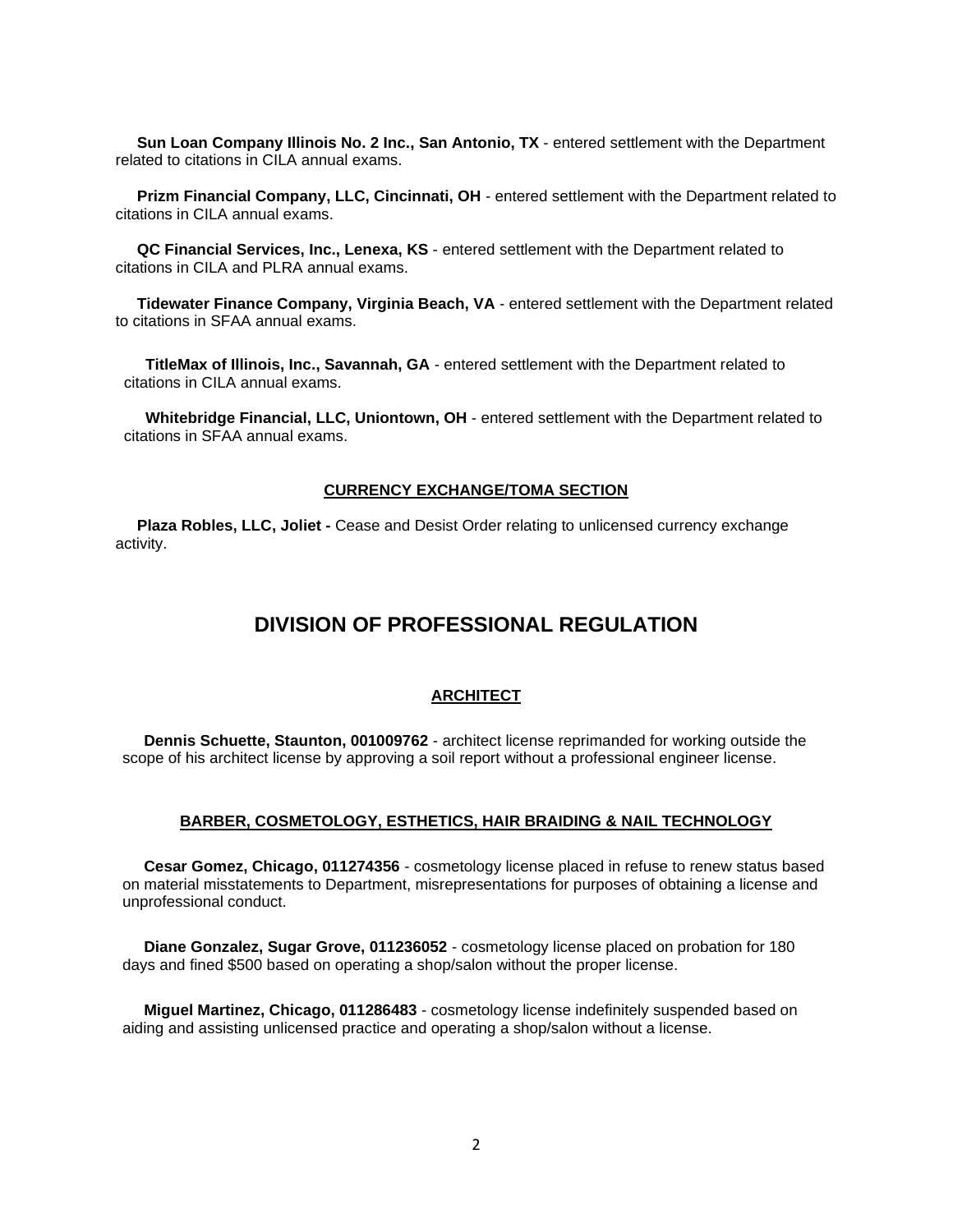**Sun Loan Company Illinois No. 2 Inc., San Antonio, TX** - entered settlement with the Department related to citations in CILA annual exams.

**Prizm Financial Company, LLC, Cincinnati, OH** - entered settlement with the Department related to citations in CILA annual exams.

**QC Financial Services, Inc., Lenexa, KS** - entered settlement with the Department related to citations in CILA and PLRA annual exams.

**Tidewater Finance Company, Virginia Beach, VA** - entered settlement with the Department related to citations in SFAA annual exams.

**TitleMax of Illinois, Inc., Savannah, GA** - entered settlement with the Department related to citations in CILA annual exams.

**Whitebridge Financial, LLC, Uniontown, OH** - entered settlement with the Department related to citations in SFAA annual exams.

### CURRENCY EXCHANGE/TOMA SECTION

**Plaza Robles, LLC, Joliet -** Cease and Desist Order relating to unlicensed currency exchange activity.

## DIVISION OF PROFESSIONAL REGULATION

### ARCHITECT

**Dennis Schuette, Staunton, 001009762** - architect license reprimanded for working outside the scope of his architect license by approving a soil report without a professional engineer license.

### BARBER, COSMETOLOGY, ESTHETICS, HAIR BRAIDING & NAIL TECHNOLOGY

**Cesar Gomez, Chicago, 011274356** - cosmetology license placed in refuse to renew status based on material misstatements to Department, misrepresentations for purposes of obtaining a license and unprofessional conduct.

**Diane Gonzalez, Sugar Grove, 011236052** - cosmetology license placed on probation for 180 days and fined $500 based on operating a shop/salon without the proper license.

**Miguel Martinez, Chicago, 011286483** - cosmetology license indefinitely suspended based on aiding and assisting unlicensed practice and operating a shop/salon without a license.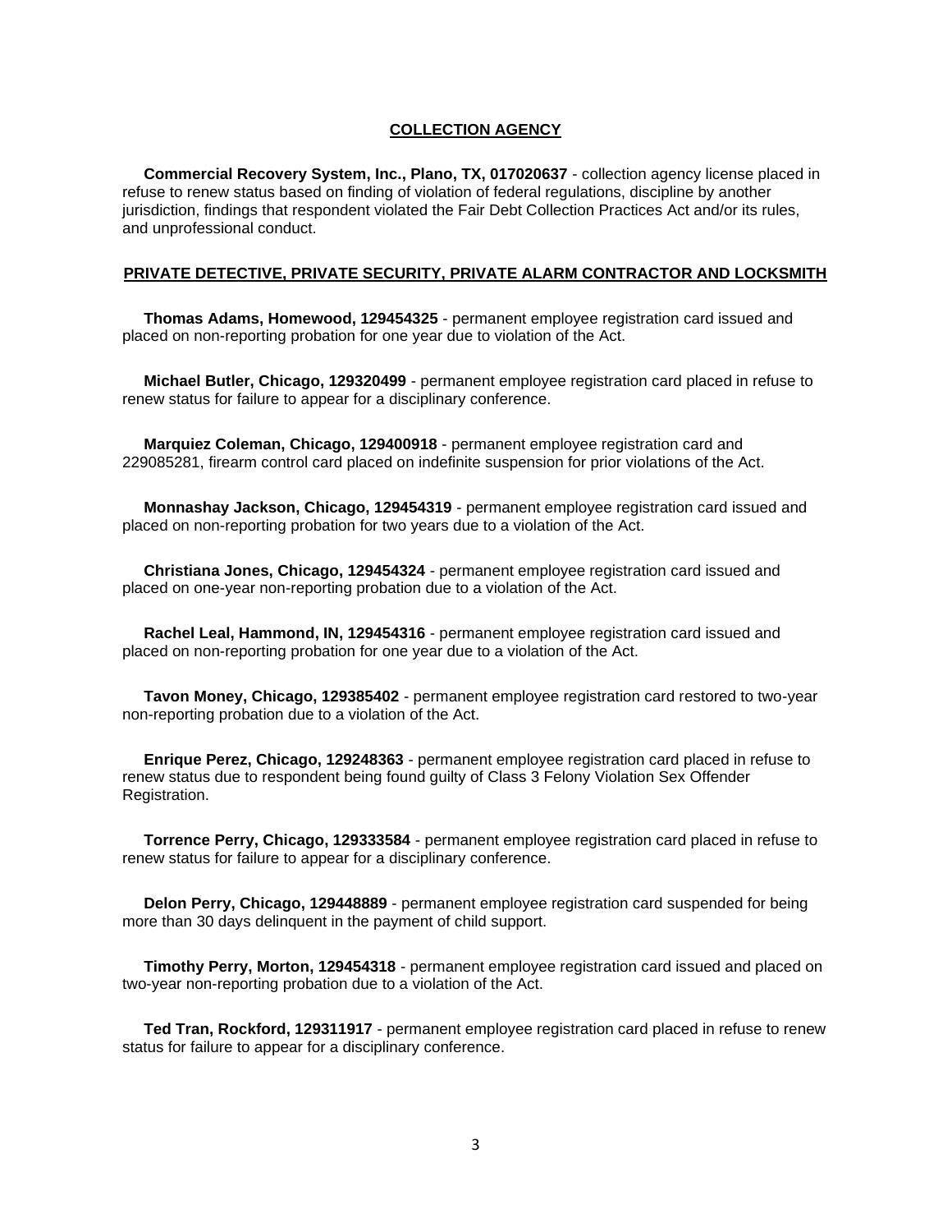## COLLECTION AGENCY

**Commercial Recovery System, Inc., Plano, TX, 017020637** - collection agency license placed in refuse to renew status based on finding of violation of federal regulations, discipline by another jurisdiction, findings that respondent violated the Fair Debt Collection Practices Act and/or its rules, and unprofessional conduct.

## PRIVATE DETECTIVE, PRIVATE SECURITY, PRIVATE ALARM CONTRACTOR AND LOCKSMITH

**Thomas Adams, Homewood, 129454325** - permanent employee registration card issued and placed on non-reporting probation for one year due to violation of the Act.

**Michael Butler, Chicago, 129320499** - permanent employee registration card placed in refuse to renew status for failure to appear for a disciplinary conference.

**Marquiez Coleman, Chicago, 129400918** - permanent employee registration card and 229085281, firearm control card placed on indefinite suspension for prior violations of the Act.

**Monnashay Jackson, Chicago, 129454319** - permanent employee registration card issued and placed on non-reporting probation for two years due to a violation of the Act.

**Christiana Jones, Chicago, 129454324** - permanent employee registration card issued and placed on one-year non-reporting probation due to a violation of the Act.

**Rachel Leal, Hammond, IN, 129454316** - permanent employee registration card issued and placed on non-reporting probation for one year due to a violation of the Act.

**Tavon Money, Chicago, 129385402** - permanent employee registration card restored to two-year non-reporting probation due to a violation of the Act.

**Enrique Perez, Chicago, 129248363** - permanent employee registration card placed in refuse to renew status due to respondent being found guilty of Class 3 Felony Violation Sex Offender Registration.

**Torrence Perry, Chicago, 129333584** - permanent employee registration card placed in refuse to renew status for failure to appear for a disciplinary conference.

**Delon Perry, Chicago, 129448889** - permanent employee registration card suspended for being more than 30 days delinquent in the payment of child support.

**Timothy Perry, Morton, 129454318** - permanent employee registration card issued and placed on two-year non-reporting probation due to a violation of the Act.

**Ted Tran, Rockford, 129311917** - permanent employee registration card placed in refuse to renew status for failure to appear for a disciplinary conference.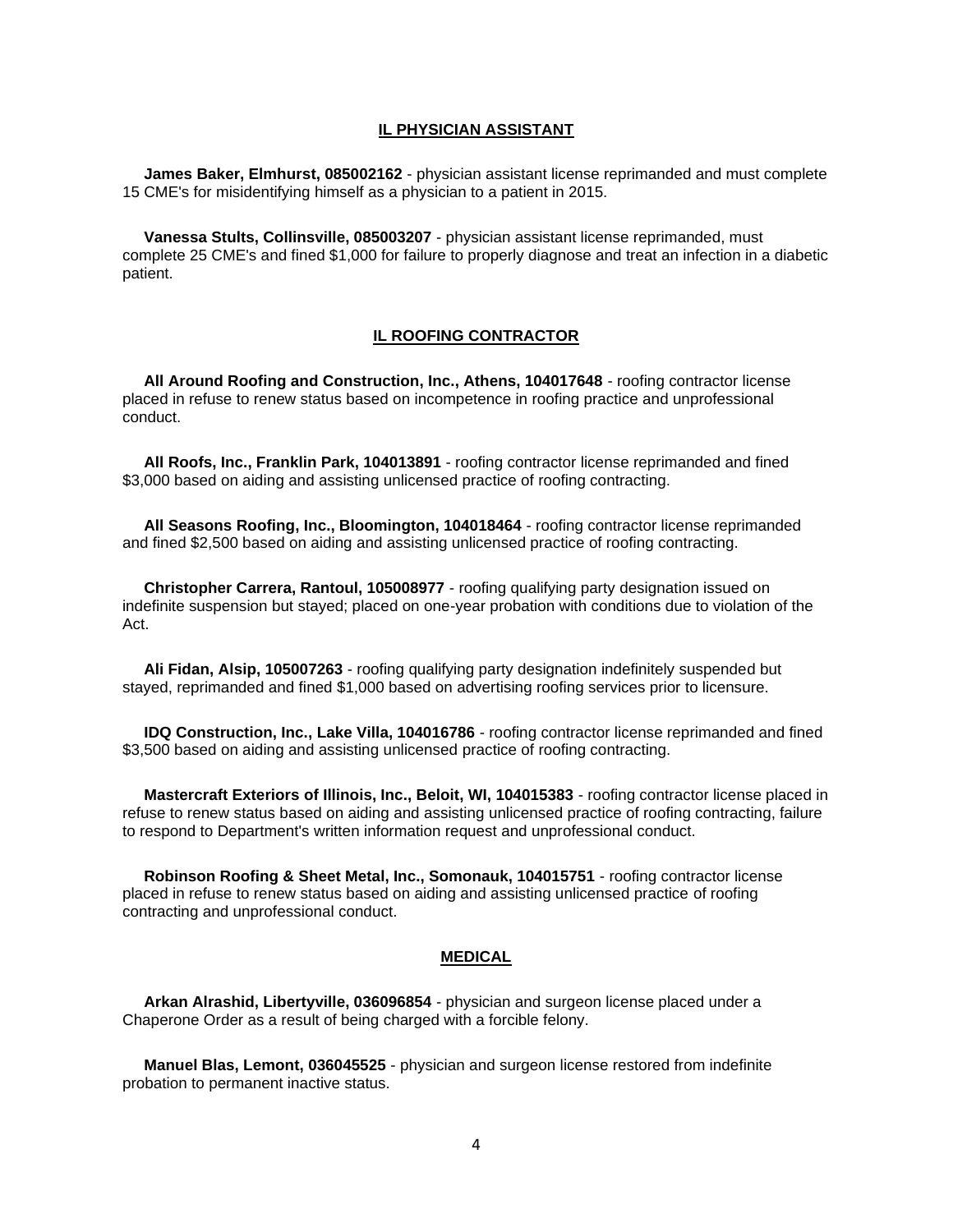## IL PHYSICIAN ASSISTANT

**James Baker, Elmhurst, 085002162** - physician assistant license reprimanded and must complete 15 CME's for misidentifying himself as a physician to a patient in 2015.

**Vanessa Stults, Collinsville, 085003207** - physician assistant license reprimanded, must complete 25 CME's and fined $1,000 for failure to properly diagnose and treat an infection in a diabetic patient.

## IL ROOFING CONTRACTOR

**All Around Roofing and Construction, Inc., Athens, 104017648** - roofing contractor license placed in refuse to renew status based on incompetence in roofing practice and unprofessional conduct.

**All Roofs, Inc., Franklin Park, 104013891** - roofing contractor license reprimanded and fined $3,000 based on aiding and assisting unlicensed practice of roofing contracting.

**All Seasons Roofing, Inc., Bloomington, 104018464** - roofing contractor license reprimanded and fined $2,500 based on aiding and assisting unlicensed practice of roofing contracting.

**Christopher Carrera, Rantoul, 105008977** - roofing qualifying party designation issued on indefinite suspension but stayed; placed on one-year probation with conditions due to violation of the Act.

**Ali Fidan, Alsip, 105007263** - roofing qualifying party designation indefinitely suspended but stayed, reprimanded and fined $1,000 based on advertising roofing services prior to licensure.

**IDQ Construction, Inc., Lake Villa, 104016786** - roofing contractor license reprimanded and fined $3,500 based on aiding and assisting unlicensed practice of roofing contracting.

**Mastercraft Exteriors of Illinois, Inc., Beloit, WI, 104015383** - roofing contractor license placed in refuse to renew status based on aiding and assisting unlicensed practice of roofing contracting, failure to respond to Department's written information request and unprofessional conduct.

**Robinson Roofing & Sheet Metal, Inc., Somonauk, 104015751** - roofing contractor license placed in refuse to renew status based on aiding and assisting unlicensed practice of roofing contracting and unprofessional conduct.

## MEDICAL

**Arkan Alrashid, Libertyville, 036096854** - physician and surgeon license placed under a Chaperone Order as a result of being charged with a forcible felony.

**Manuel Blas, Lemont, 036045525** - physician and surgeon license restored from indefinite probation to permanent inactive status.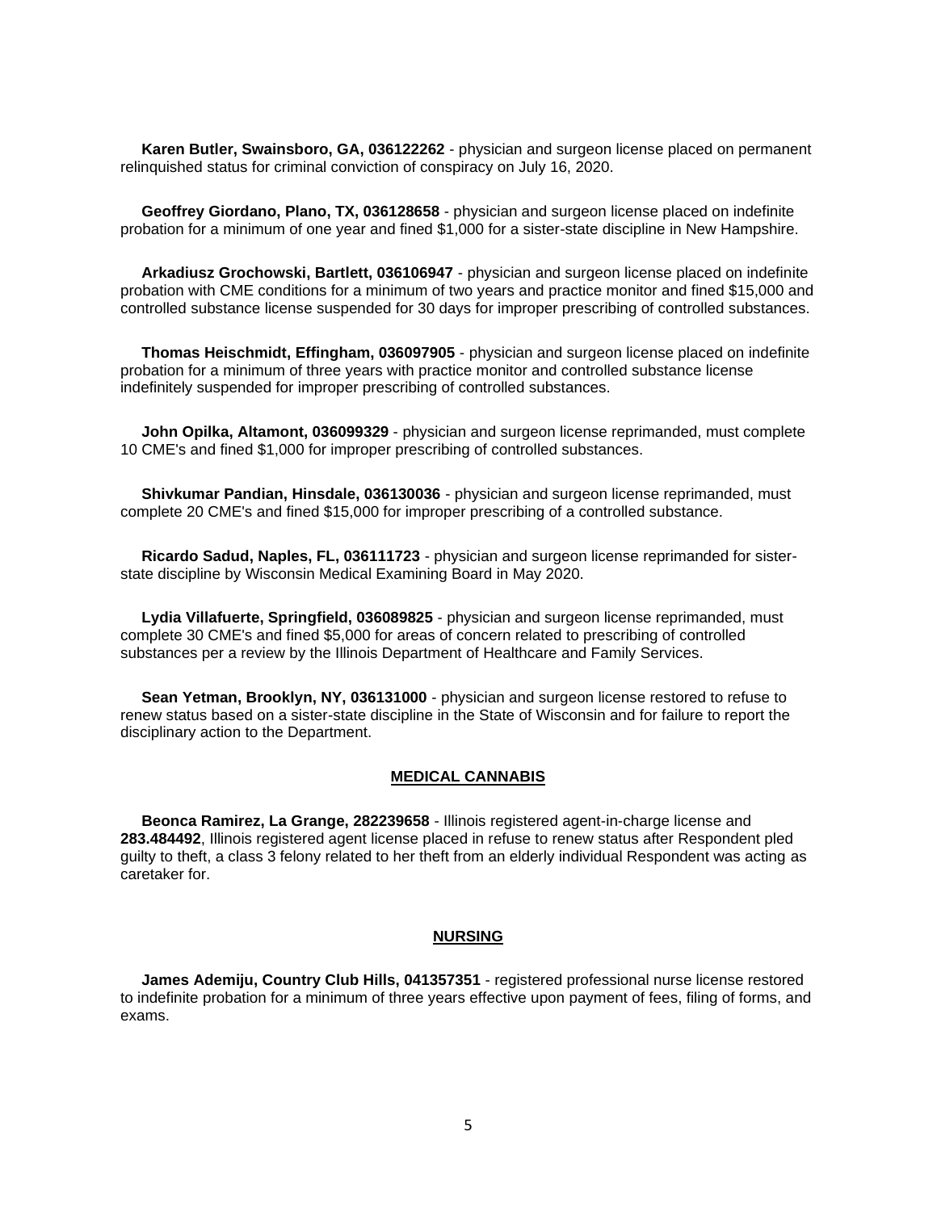**Karen Butler, Swainsboro, GA, 036122262** - physician and surgeon license placed on permanent relinquished status for criminal conviction of conspiracy on July 16, 2020.

**Geoffrey Giordano, Plano, TX, 036128658** - physician and surgeon license placed on indefinite probation for a minimum of one year and fined $1,000 for a sister-state discipline in New Hampshire.

**Arkadiusz Grochowski, Bartlett, 036106947** - physician and surgeon license placed on indefinite probation with CME conditions for a minimum of two years and practice monitor and fined $15,000 and controlled substance license suspended for 30 days for improper prescribing of controlled substances.

**Thomas Heischmidt, Effingham, 036097905** - physician and surgeon license placed on indefinite probation for a minimum of three years with practice monitor and controlled substance license indefinitely suspended for improper prescribing of controlled substances.

**John Opilka, Altamont, 036099329** - physician and surgeon license reprimanded, must complete 10 CME's and fined $1,000 for improper prescribing of controlled substances.

**Shivkumar Pandian, Hinsdale, 036130036** - physician and surgeon license reprimanded, must complete 20 CME's and fined $15,000 for improper prescribing of a controlled substance.

**Ricardo Sadud, Naples, FL, 036111723** - physician and surgeon license reprimanded for sister-state discipline by Wisconsin Medical Examining Board in May 2020.

**Lydia Villafuerte, Springfield, 036089825** - physician and surgeon license reprimanded, must complete 30 CME's and fined $5,000 for areas of concern related to prescribing of controlled substances per a review by the Illinois Department of Healthcare and Family Services.

**Sean Yetman, Brooklyn, NY, 036131000** - physician and surgeon license restored to refuse to renew status based on a sister-state discipline in the State of Wisconsin and for failure to report the disciplinary action to the Department.

## MEDICAL CANNABIS

**Beonca Ramirez, La Grange, 282239658** - Illinois registered agent-in-charge license and **283.484492**, Illinois registered agent license placed in refuse to renew status after Respondent pled guilty to theft, a class 3 felony related to her theft from an elderly individual Respondent was acting as caretaker for.

## NURSING

**James Ademiju, Country Club Hills, 041357351** - registered professional nurse license restored to indefinite probation for a minimum of three years effective upon payment of fees, filing of forms, and exams.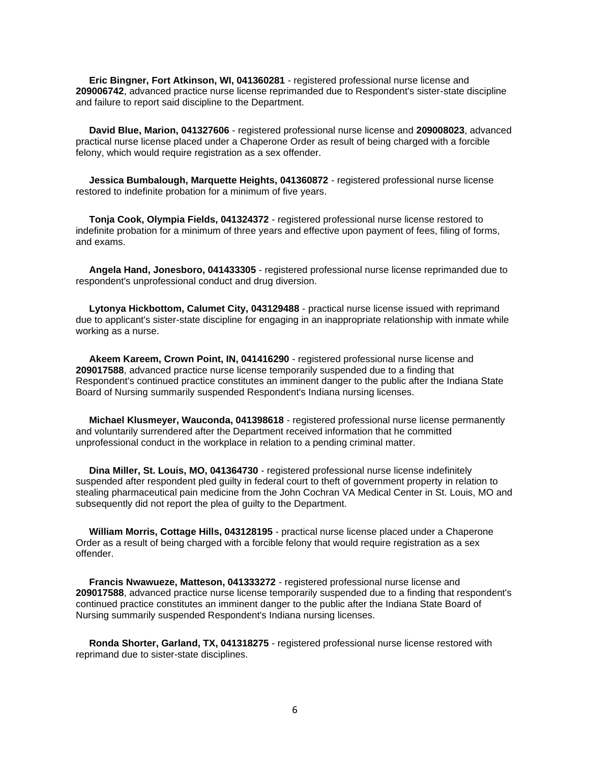**Eric Bingner, Fort Atkinson, WI, 041360281** - registered professional nurse license and **209006742**, advanced practice nurse license reprimanded due to Respondent's sister-state discipline and failure to report said discipline to the Department.

**David Blue, Marion, 041327606** - registered professional nurse license and **209008023**, advanced practical nurse license placed under a Chaperone Order as result of being charged with a forcible felony, which would require registration as a sex offender.

**Jessica Bumbalough, Marquette Heights, 041360872** - registered professional nurse license restored to indefinite probation for a minimum of five years.

**Tonja Cook, Olympia Fields, 041324372** - registered professional nurse license restored to indefinite probation for a minimum of three years and effective upon payment of fees, filing of forms, and exams.

**Angela Hand, Jonesboro, 041433305** - registered professional nurse license reprimanded due to respondent's unprofessional conduct and drug diversion.

**Lytonya Hickbottom, Calumet City, 043129488** - practical nurse license issued with reprimand due to applicant's sister-state discipline for engaging in an inappropriate relationship with inmate while working as a nurse.

**Akeem Kareem, Crown Point, IN, 041416290** - registered professional nurse license and **209017588**, advanced practice nurse license temporarily suspended due to a finding that Respondent's continued practice constitutes an imminent danger to the public after the Indiana State Board of Nursing summarily suspended Respondent's Indiana nursing licenses.

**Michael Klusmeyer, Wauconda, 041398618** - registered professional nurse license permanently and voluntarily surrendered after the Department received information that he committed unprofessional conduct in the workplace in relation to a pending criminal matter.

**Dina Miller, St. Louis, MO, 041364730** - registered professional nurse license indefinitely suspended after respondent pled guilty in federal court to theft of government property in relation to stealing pharmaceutical pain medicine from the John Cochran VA Medical Center in St. Louis, MO and subsequently did not report the plea of guilty to the Department.

**William Morris, Cottage Hills, 043128195** - practical nurse license placed under a Chaperone Order as a result of being charged with a forcible felony that would require registration as a sex offender.

**Francis Nwawueze, Matteson, 041333272** - registered professional nurse license and **209017588**, advanced practice nurse license temporarily suspended due to a finding that respondent's continued practice constitutes an imminent danger to the public after the Indiana State Board of Nursing summarily suspended Respondent's Indiana nursing licenses.

**Ronda Shorter, Garland, TX, 041318275** - registered professional nurse license restored with reprimand due to sister-state disciplines.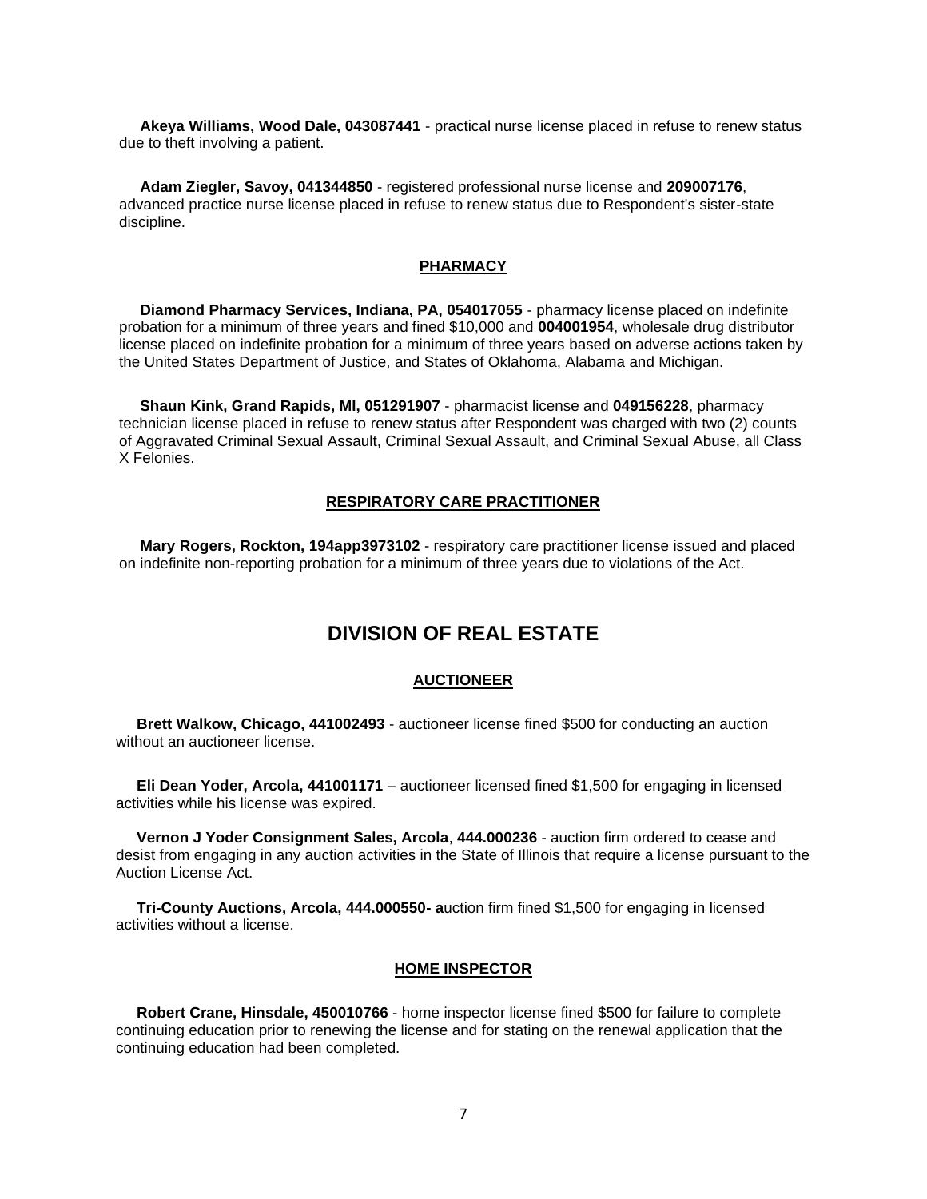**Akeya Williams, Wood Dale, 043087441** - practical nurse license placed in refuse to renew status due to theft involving a patient.

**Adam Ziegler, Savoy, 041344850** - registered professional nurse license and **209007176**, advanced practice nurse license placed in refuse to renew status due to Respondent's sister-state discipline.

### PHARMACY

**Diamond Pharmacy Services, Indiana, PA, 054017055** - pharmacy license placed on indefinite probation for a minimum of three years and fined $10,000 and **004001954**, wholesale drug distributor license placed on indefinite probation for a minimum of three years based on adverse actions taken by the United States Department of Justice, and States of Oklahoma, Alabama and Michigan.

**Shaun Kink, Grand Rapids, MI, 051291907** - pharmacist license and **049156228**, pharmacy technician license placed in refuse to renew status after Respondent was charged with two (2) counts of Aggravated Criminal Sexual Assault, Criminal Sexual Assault, and Criminal Sexual Abuse, all Class X Felonies.

### RESPIRATORY CARE PRACTITIONER

**Mary Rogers, Rockton, 194app3973102** - respiratory care practitioner license issued and placed on indefinite non-reporting probation for a minimum of three years due to violations of the Act.

## DIVISION OF REAL ESTATE

### AUCTIONEER

**Brett Walkow, Chicago, 441002493** - auctioneer license fined $500 for conducting an auction without an auctioneer license.

**Eli Dean Yoder, Arcola, 441001171** – auctioneer licensed fined $1,500 for engaging in licensed activities while his license was expired.

**Vernon J Yoder Consignment Sales, Arcola**, **444.000236** - auction firm ordered to cease and desist from engaging in any auction activities in the State of Illinois that require a license pursuant to the Auction License Act.

**Tri-County Auctions, Arcola, 444.000550- a**uction firm fined $1,500 for engaging in licensed activities without a license.

### HOME INSPECTOR

**Robert Crane, Hinsdale, 450010766** - home inspector license fined $500 for failure to complete continuing education prior to renewing the license and for stating on the renewal application that the continuing education had been completed.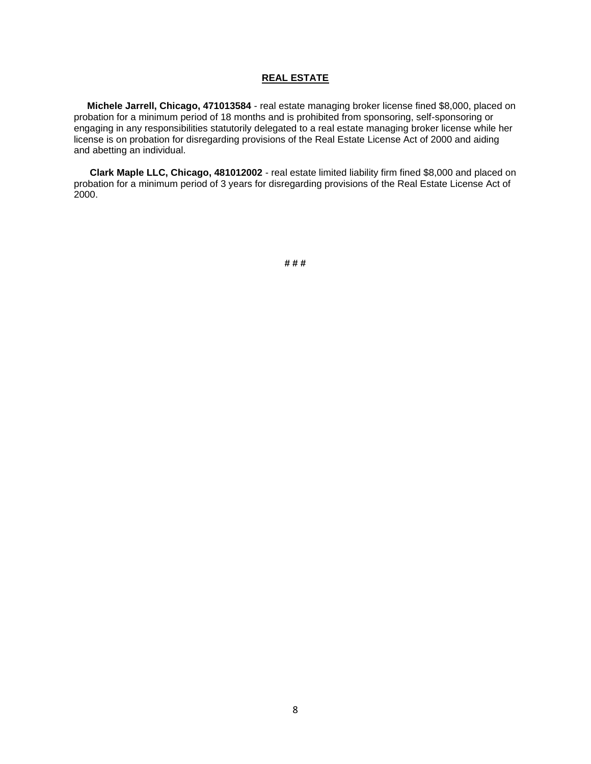## REAL ESTATE

**Michele Jarrell, Chicago, 471013584** - real estate managing broker license fined $8,000, placed on probation for a minimum period of 18 months and is prohibited from sponsoring, self-sponsoring or engaging in any responsibilities statutorily delegated to a real estate managing broker license while her license is on probation for disregarding provisions of the Real Estate License Act of 2000 and aiding and abetting an individual.

**Clark Maple LLC, Chicago, 481012002** - real estate limited liability firm fined $8,000 and placed on probation for a minimum period of 3 years for disregarding provisions of the Real Estate License Act of 2000.

# # #